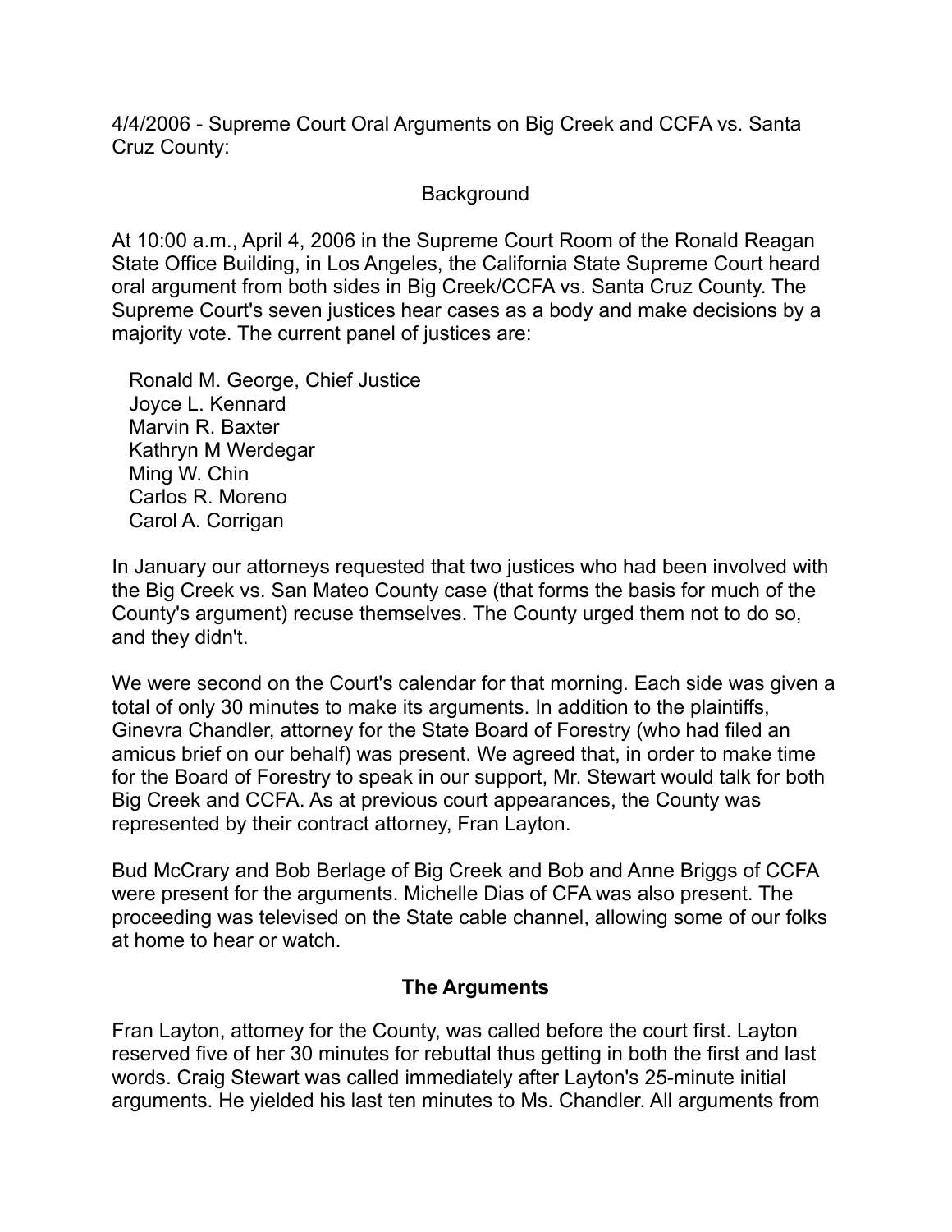4/4/2006 - Supreme Court Oral Arguments on Big Creek and CCFA vs. Santa Cruz County:

## Background

At 10:00 a.m., April 4, 2006 in the Supreme Court Room of the Ronald Reagan State Office Building, in Los Angeles, the California State Supreme Court heard oral argument from both sides in Big Creek/CCFA vs. Santa Cruz County. The Supreme Court's seven justices hear cases as a body and make decisions by a majority vote. The current panel of justices are:

Ronald M. George, Chief Justice
Joyce L. Kennard
Marvin R. Baxter
Kathryn M Werdegar
Ming W. Chin
Carlos R. Moreno
Carol A. Corrigan

In January our attorneys requested that two justices who had been involved with the Big Creek vs. San Mateo County case (that forms the basis for much of the County's argument) recuse themselves. The County urged them not to do so, and they didn't.

We were second on the Court's calendar for that morning. Each side was given a total of only 30 minutes to make its arguments. In addition to the plaintiffs, Ginevra Chandler, attorney for the State Board of Forestry (who had filed an amicus brief on our behalf) was present. We agreed that, in order to make time for the Board of Forestry to speak in our support, Mr. Stewart would talk for both Big Creek and CCFA. As at previous court appearances, the County was represented by their contract attorney, Fran Layton.

Bud McCrary and Bob Berlage of Big Creek and Bob and Anne Briggs of CCFA were present for the arguments. Michelle Dias of CFA was also present. The proceeding was televised on the State cable channel, allowing some of our folks at home to hear or watch.

## The Arguments

Fran Layton, attorney for the County, was called before the court first. Layton reserved five of her 30 minutes for rebuttal thus getting in both the first and last words. Craig Stewart was called immediately after Layton's 25-minute initial arguments. He yielded his last ten minutes to Ms. Chandler. All arguments from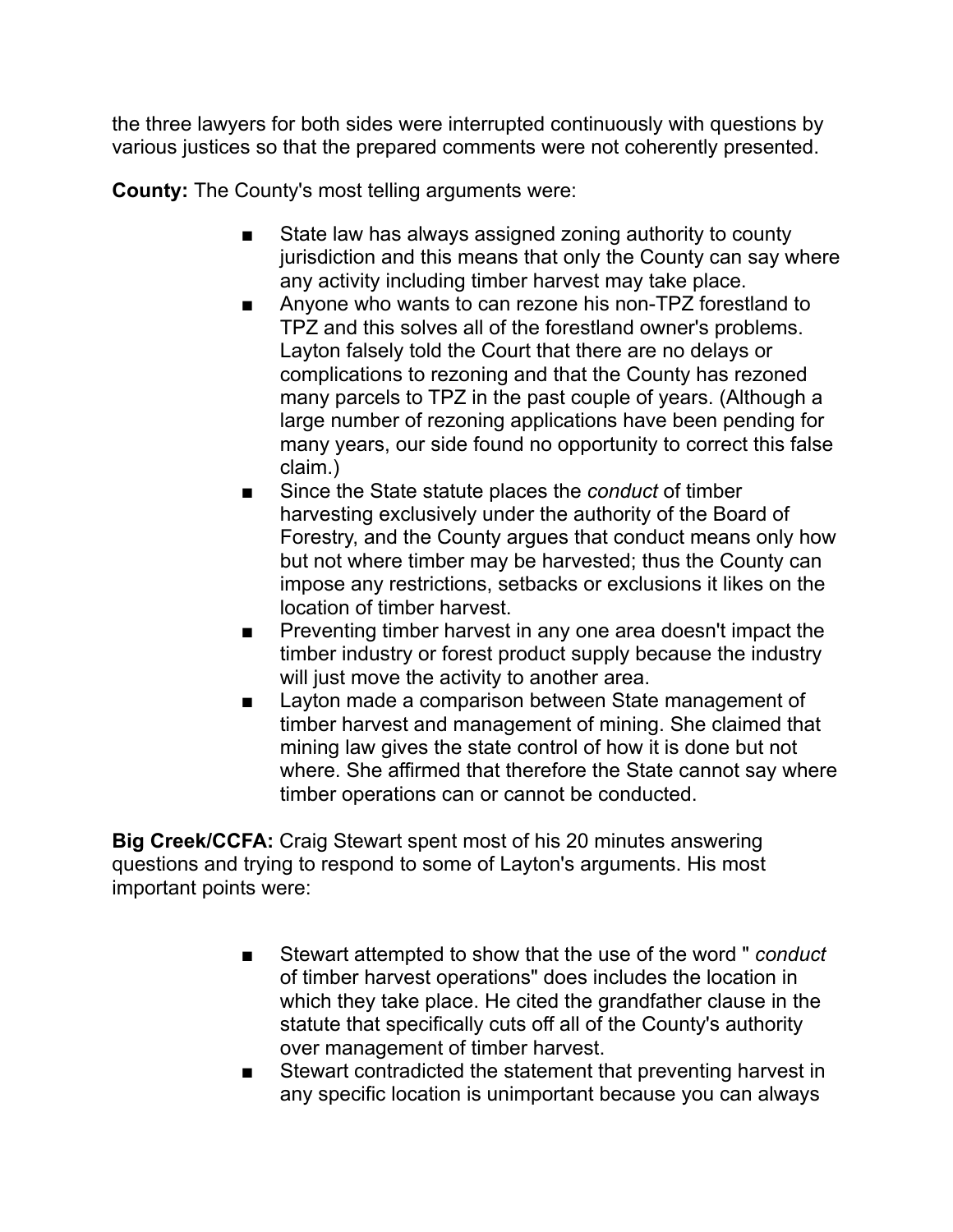the three lawyers for both sides were interrupted continuously with questions by various justices so that the prepared comments were not coherently presented.

**County:** The County's most telling arguments were:

- State law has always assigned zoning authority to county jurisdiction and this means that only the County can say where any activity including timber harvest may take place.
- Anyone who wants to can rezone his non-TPZ forestland to TPZ and this solves all of the forestland owner's problems. Layton falsely told the Court that there are no delays or complications to rezoning and that the County has rezoned many parcels to TPZ in the past couple of years. (Although a large number of rezoning applications have been pending for many years, our side found no opportunity to correct this false claim.)
- Since the State statute places the *conduct* of timber harvesting exclusively under the authority of the Board of Forestry, and the County argues that conduct means only how but not where timber may be harvested; thus the County can impose any restrictions, setbacks or exclusions it likes on the location of timber harvest.
- Preventing timber harvest in any one area doesn't impact the timber industry or forest product supply because the industry will just move the activity to another area.
- Layton made a comparison between State management of timber harvest and management of mining. She claimed that mining law gives the state control of how it is done but not where. She affirmed that therefore the State cannot say where timber operations can or cannot be conducted.

**Big Creek/CCFA:** Craig Stewart spent most of his 20 minutes answering questions and trying to respond to some of Layton's arguments. His most important points were:

- Stewart attempted to show that the use of the word " *conduct* of timber harvest operations" does includes the location in which they take place. He cited the grandfather clause in the statute that specifically cuts off all of the County's authority over management of timber harvest.
- Stewart contradicted the statement that preventing harvest in any specific location is unimportant because you can always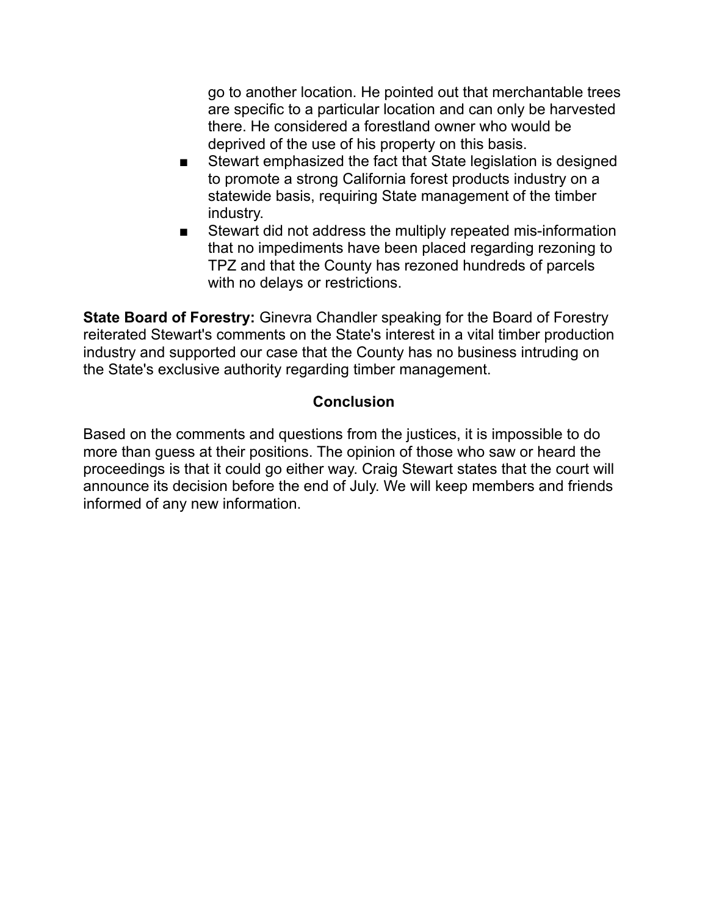go to another location. He pointed out that merchantable trees are specific to a particular location and can only be harvested there. He considered a forestland owner who would be deprived of the use of his property on this basis.

- Stewart emphasized the fact that State legislation is designed to promote a strong California forest products industry on a statewide basis, requiring State management of the timber industry.
- Stewart did not address the multiply repeated mis-information that no impediments have been placed regarding rezoning to TPZ and that the County has rezoned hundreds of parcels with no delays or restrictions.

**State Board of Forestry:** Ginevra Chandler speaking for the Board of Forestry reiterated Stewart's comments on the State's interest in a vital timber production industry and supported our case that the County has no business intruding on the State's exclusive authority regarding timber management.

## Conclusion

Based on the comments and questions from the justices, it is impossible to do more than guess at their positions. The opinion of those who saw or heard the proceedings is that it could go either way. Craig Stewart states that the court will announce its decision before the end of July. We will keep members and friends informed of any new information.